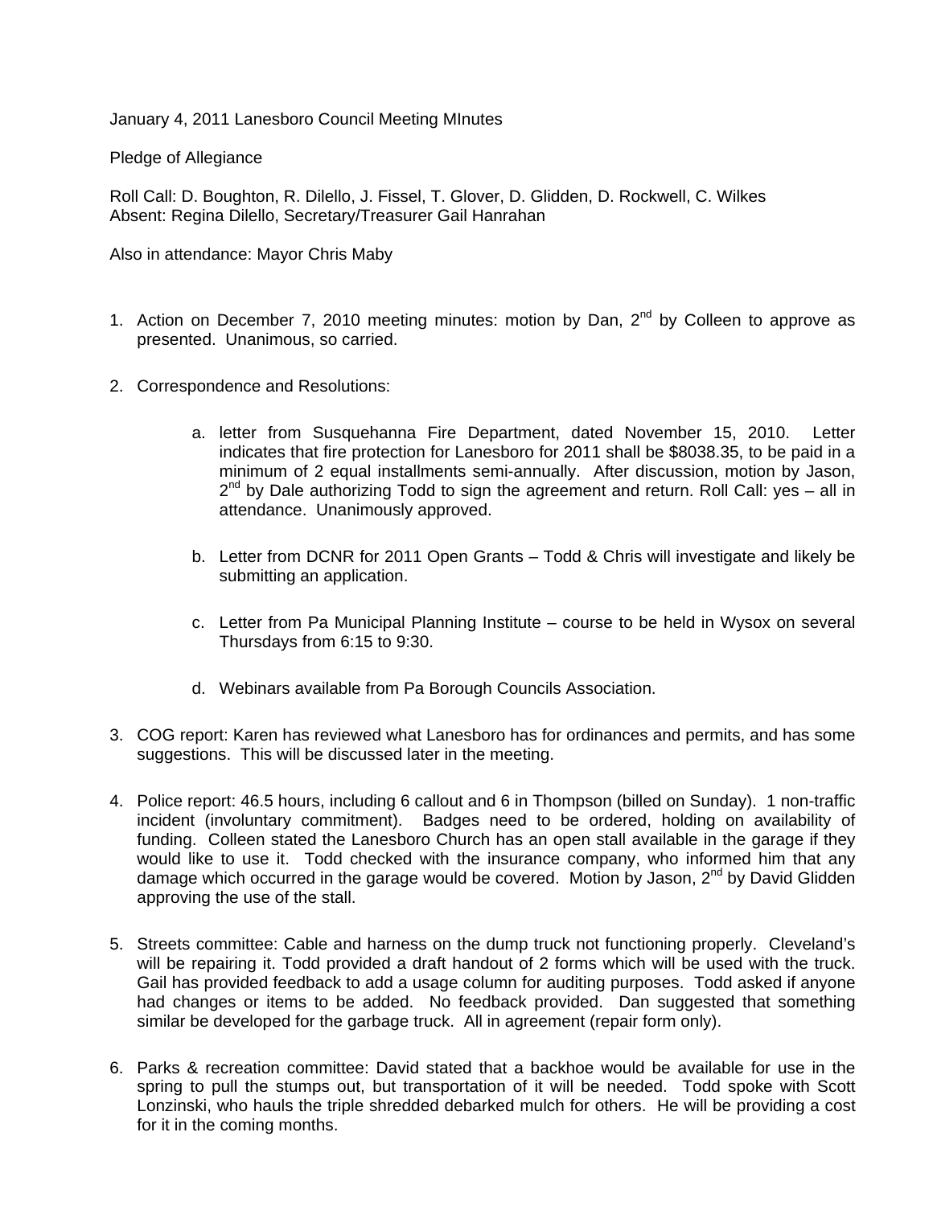January 4, 2011 Lanesboro Council Meeting MInutes

Pledge of Allegiance

Roll Call: D. Boughton, R. Dilello, J. Fissel, T. Glover, D. Glidden, D. Rockwell, C. Wilkes
Absent: Regina Dilello, Secretary/Treasurer Gail Hanrahan

Also in attendance: Mayor Chris Maby

1. Action on December 7, 2010 meeting minutes: motion by Dan, 2nd by Colleen to approve as presented. Unanimous, so carried.

2. Correspondence and Resolutions:

    a. letter from Susquehanna Fire Department, dated November 15, 2010. Letter indicates that fire protection for Lanesboro for 2011 shall be $8038.35, to be paid in a minimum of 2 equal installments semi-annually. After discussion, motion by Jason, 2nd by Dale authorizing Todd to sign the agreement and return. Roll Call: yes – all in attendance. Unanimously approved.

    b. Letter from DCNR for 2011 Open Grants – Todd & Chris will investigate and likely be submitting an application.

    c. Letter from Pa Municipal Planning Institute – course to be held in Wysox on several Thursdays from 6:15 to 9:30.

    d. Webinars available from Pa Borough Councils Association.

3. COG report: Karen has reviewed what Lanesboro has for ordinances and permits, and has some suggestions. This will be discussed later in the meeting.

4. Police report: 46.5 hours, including 6 callout and 6 in Thompson (billed on Sunday). 1 non-traffic incident (involuntary commitment). Badges need to be ordered, holding on availability of funding. Colleen stated the Lanesboro Church has an open stall available in the garage if they would like to use it. Todd checked with the insurance company, who informed him that any damage which occurred in the garage would be covered. Motion by Jason, 2nd by David Glidden approving the use of the stall.

5. Streets committee: Cable and harness on the dump truck not functioning properly. Cleveland's will be repairing it. Todd provided a draft handout of 2 forms which will be used with the truck. Gail has provided feedback to add a usage column for auditing purposes. Todd asked if anyone had changes or items to be added. No feedback provided. Dan suggested that something similar be developed for the garbage truck. All in agreement (repair form only).

6. Parks & recreation committee: David stated that a backhoe would be available for use in the spring to pull the stumps out, but transportation of it will be needed. Todd spoke with Scott Lonzinski, who hauls the triple shredded debarked mulch for others. He will be providing a cost for it in the coming months.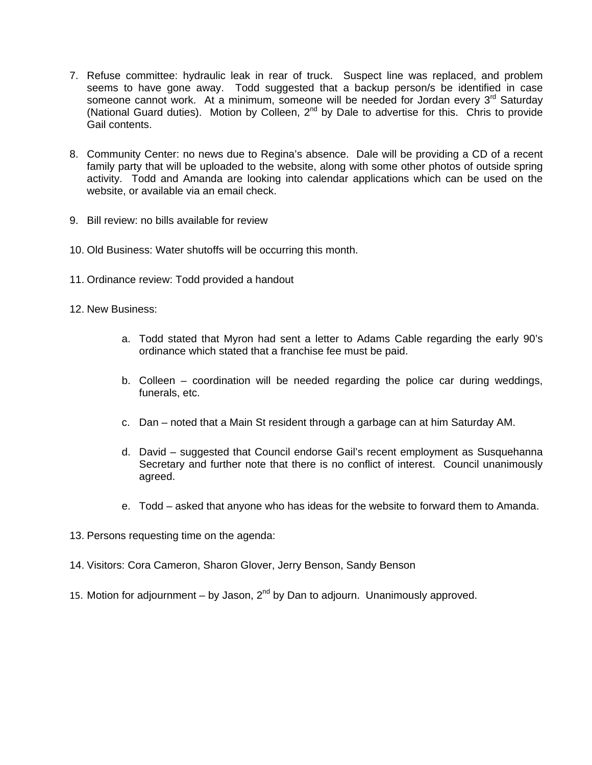7. Refuse committee: hydraulic leak in rear of truck. Suspect line was replaced, and problem seems to have gone away. Todd suggested that a backup person/s be identified in case someone cannot work. At a minimum, someone will be needed for Jordan every 3rd Saturday (National Guard duties). Motion by Colleen, 2nd by Dale to advertise for this. Chris to provide Gail contents.

8. Community Center: no news due to Regina's absence. Dale will be providing a CD of a recent family party that will be uploaded to the website, along with some other photos of outside spring activity. Todd and Amanda are looking into calendar applications which can be used on the website, or available via an email check.

9. Bill review: no bills available for review

10. Old Business: Water shutoffs will be occurring this month.

11. Ordinance review: Todd provided a handout

12. New Business:

    a. Todd stated that Myron had sent a letter to Adams Cable regarding the early 90's ordinance which stated that a franchise fee must be paid.

    b. Colleen – coordination will be needed regarding the police car during weddings, funerals, etc.

    c. Dan – noted that a Main St resident through a garbage can at him Saturday AM.

    d. David – suggested that Council endorse Gail's recent employment as Susquehanna Secretary and further note that there is no conflict of interest. Council unanimously agreed.

    e. Todd – asked that anyone who has ideas for the website to forward them to Amanda.

13. Persons requesting time on the agenda:

14. Visitors: Cora Cameron, Sharon Glover, Jerry Benson, Sandy Benson

15. Motion for adjournment – by Jason, 2nd by Dan to adjourn. Unanimously approved.